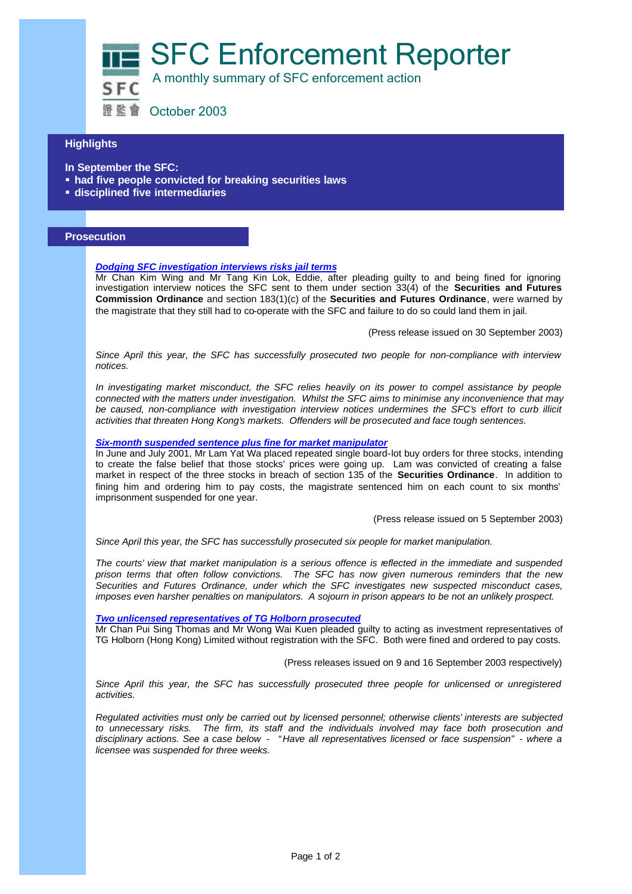# SFC Enforcement Reporter

A monthly summary of SFC enforcement action

October 2003

## Highlights

**In September the SFC:**

- **had five people convicted for breaking securities laws**
- **disciplined five intermediaries**

## Prosecution

***Dodging SFC investigation interviews risks jail terms***

Mr Chan Kim Wing and Mr Tang Kin Lok, Eddie, after pleading guilty to and being fined for ignoring investigation interview notices the SFC sent to them under section 33(4) of the **Securities and Futures Commission Ordinance** and section 183(1)(c) of the **Securities and Futures Ordinance**, were warned by the magistrate that they still had to co-operate with the SFC and failure to do so could land them in jail.

(Press release issued on 30 September 2003)

*Since April this year, the SFC has successfully prosecuted two people for non-compliance with interview notices.*

*In investigating market misconduct, the SFC relies heavily on its power to compel assistance by people connected with the matters under investigation. Whilst the SFC aims to minimise any inconvenience that may be caused, non-compliance with investigation interview notices undermines the SFC's effort to curb illicit activities that threaten Hong Kong's markets. Offenders will be prosecuted and face tough sentences.*

***Six-month suspended sentence plus fine for market manipulator***

In June and July 2001, Mr Lam Yat Wa placed repeated single board-lot buy orders for three stocks, intending to create the false belief that those stocks' prices were going up. Lam was convicted of creating a false market in respect of the three stocks in breach of section 135 of the **Securities Ordinance**. In addition to fining him and ordering him to pay costs, the magistrate sentenced him on each count to six months' imprisonment suspended for one year.

(Press release issued on 5 September 2003)

*Since April this year, the SFC has successfully prosecuted six people for market manipulation.*

*The courts' view that market manipulation is a serious offence is reflected in the immediate and suspended prison terms that often follow convictions. The SFC has now given numerous reminders that the new Securities and Futures Ordinance, under which the SFC investigates new suspected misconduct cases, imposes even harsher penalties on manipulators. A sojourn in prison appears to be not an unlikely prospect.*

***Two unlicensed representatives of TG Holborn prosecuted***

Mr Chan Pui Sing Thomas and Mr Wong Wai Kuen pleaded guilty to acting as investment representatives of TG Holborn (Hong Kong) Limited without registration with the SFC. Both were fined and ordered to pay costs.

(Press releases issued on 9 and 16 September 2003 respectively)

*Since April this year, the SFC has successfully prosecuted three people for unlicensed or unregistered activities.*

*Regulated activities must only be carried out by licensed personnel; otherwise clients' interests are subjected to unnecessary risks. The firm, its staff and the individuals involved may face both prosecution and disciplinary actions. See a case below - "Have all representatives licensed or face suspension" - where a licensee was suspended for three weeks.*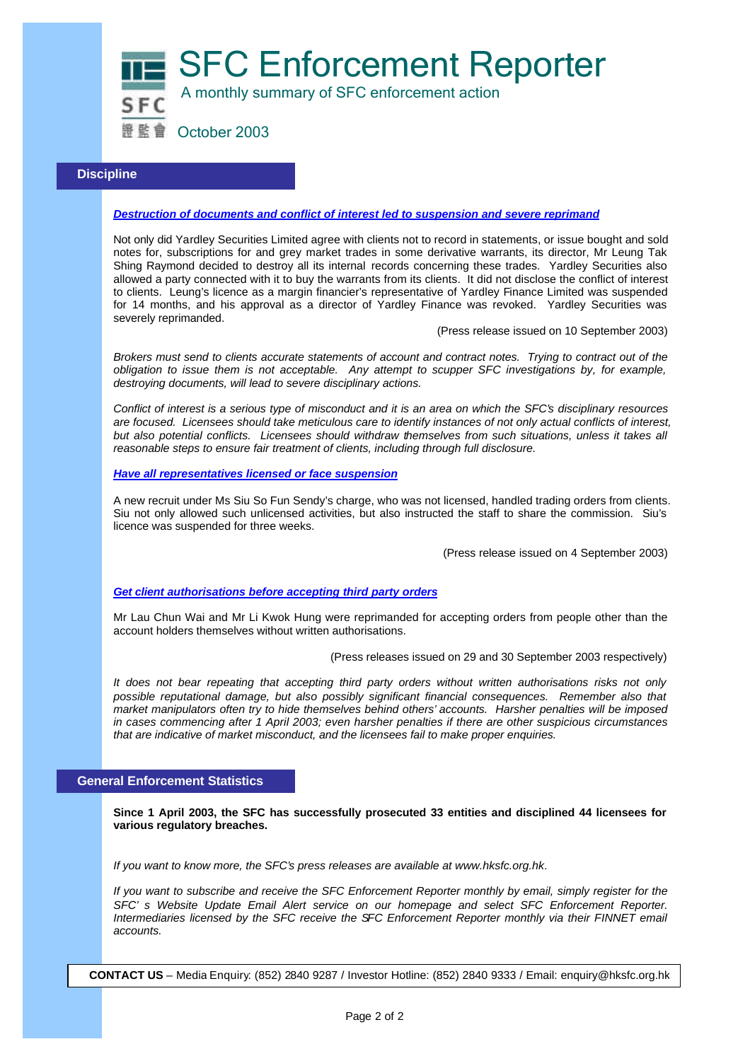# SFC Enforcement Reporter

A monthly summary of SFC enforcement action

October 2003

## Discipline

### *Destruction of documents and conflict of interest led to suspension and severe reprimand*

Not only did Yardley Securities Limited agree with clients not to record in statements, or issue bought and sold notes for, subscriptions for and grey market trades in some derivative warrants, its director, Mr Leung Tak Shing Raymond decided to destroy all its internal records concerning these trades. Yardley Securities also allowed a party connected with it to buy the warrants from its clients. It did not disclose the conflict of interest to clients. Leung's licence as a margin financier's representative of Yardley Finance Limited was suspended for 14 months, and his approval as a director of Yardley Finance was revoked. Yardley Securities was severely reprimanded.

(Press release issued on 10 September 2003)

*Brokers must send to clients accurate statements of account and contract notes. Trying to contract out of the obligation to issue them is not acceptable. Any attempt to scupper SFC investigations by, for example, destroying documents, will lead to severe disciplinary actions.*

*Conflict of interest is a serious type of misconduct and it is an area on which the SFC's disciplinary resources are focused. Licensees should take meticulous care to identify instances of not only actual conflicts of interest, but also potential conflicts. Licensees should withdraw themselves from such situations, unless it takes all reasonable steps to ensure fair treatment of clients, including through full disclosure.*

### *Have all representatives licensed or face suspension*

A new recruit under Ms Siu So Fun Sendy's charge, who was not licensed, handled trading orders from clients. Siu not only allowed such unlicensed activities, but also instructed the staff to share the commission. Siu's licence was suspended for three weeks.

(Press release issued on 4 September 2003)

### *Get client authorisations before accepting third party orders*

Mr Lau Chun Wai and Mr Li Kwok Hung were reprimanded for accepting orders from people other than the account holders themselves without written authorisations.

(Press releases issued on 29 and 30 September 2003 respectively)

*It does not bear repeating that accepting third party orders without written authorisations risks not only possible reputational damage, but also possibly significant financial consequences. Remember also that market manipulators often try to hide themselves behind others' accounts. Harsher penalties will be imposed in cases commencing after 1 April 2003; even harsher penalties if there are other suspicious circumstances that are indicative of market misconduct, and the licensees fail to make proper enquiries.*

## General Enforcement Statistics

**Since 1 April 2003, the SFC has successfully prosecuted 33 entities and disciplined 44 licensees for various regulatory breaches.**

*If you want to know more, the SFC's press releases are available at www.hksfc.org.hk.*

*If you want to subscribe and receive the SFC Enforcement Reporter monthly by email, simply register for the SFC's Website Update Email Alert service on our homepage and select SFC Enforcement Reporter. Intermediaries licensed by the SFC receive the SFC Enforcement Reporter monthly via their FINNET email accounts.*

**CONTACT US** – Media Enquiry: (852) 2840 9287 / Investor Hotline: (852) 2840 9333 / Email: enquiry@hksfc.org.hk